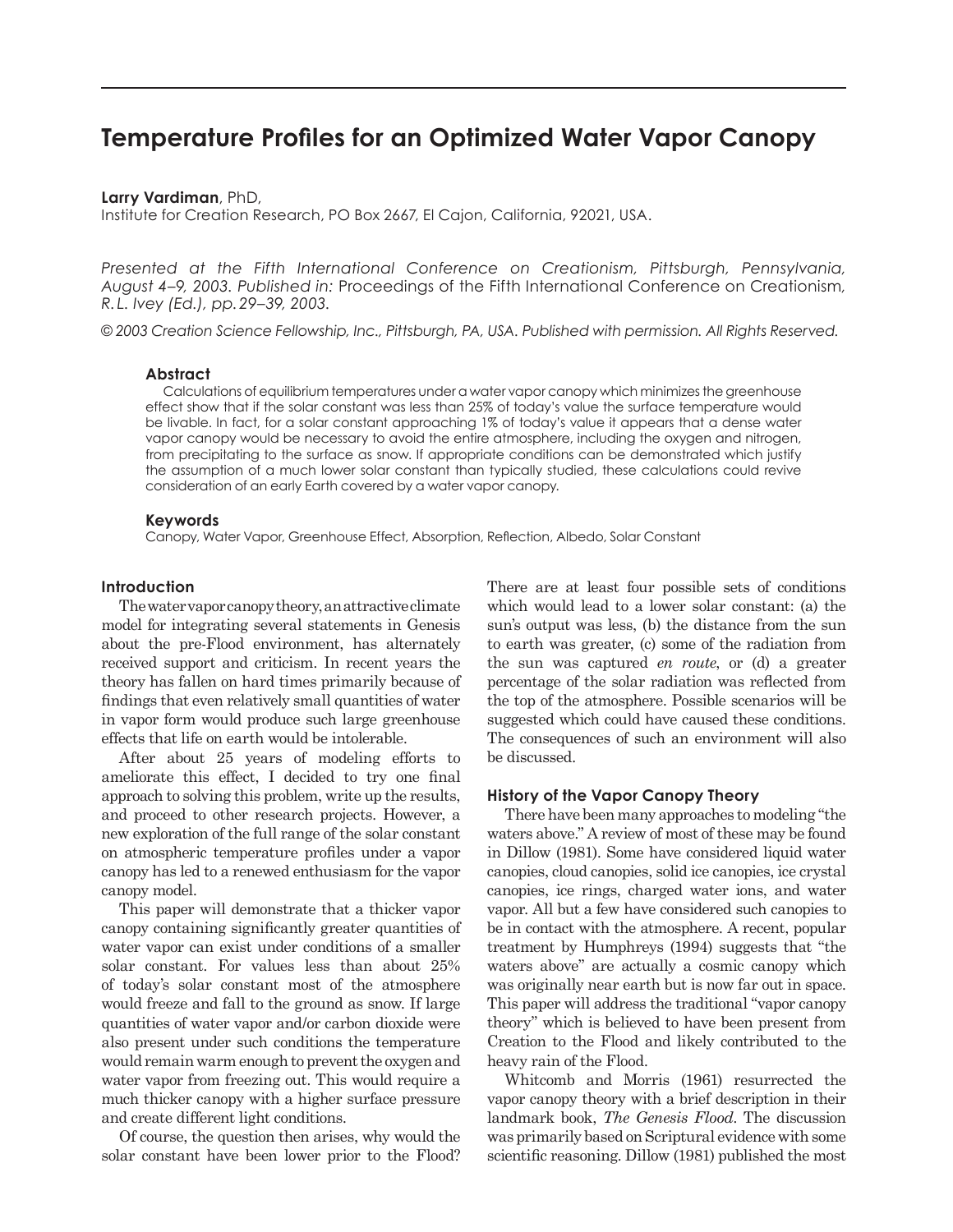# Temperature Profiles for an Optimized Water Vapor Canopy

**Larry Vardiman**, PhD,
Institute for Creation Research, PO Box 2667, El Cajon, California, 92021, USA.

*Presented at the Fifth International Conference on Creationism, Pittsburgh, Pennsylvania, August 4–9, 2003. Published in:* Proceedings of the Fifth International Conference on Creationism*, R.L. Ivey (Ed.), pp. 29–39, 2003.*

*© 2003 Creation Science Fellowship, Inc., Pittsburgh, PA, USA. Published with permission. All Rights Reserved.*

### Abstract

Calculations of equilibrium temperatures under a water vapor canopy which minimizes the greenhouse effect show that if the solar constant was less than 25% of today's value the surface temperature would be livable. In fact, for a solar constant approaching 1% of today's value it appears that a dense water vapor canopy would be necessary to avoid the entire atmosphere, including the oxygen and nitrogen, from precipitating to the surface as snow. If appropriate conditions can be demonstrated which justify the assumption of a much lower solar constant than typically studied, these calculations could revive consideration of an early Earth covered by a water vapor canopy.

### Keywords

Canopy, Water Vapor, Greenhouse Effect, Absorption, Reflection, Albedo, Solar Constant

## Introduction

The water vapor canopy theory, an attractive climate model for integrating several statements in Genesis about the pre-Flood environment, has alternately received support and criticism. In recent years the theory has fallen on hard times primarily because of findings that even relatively small quantities of water in vapor form would produce such large greenhouse effects that life on earth would be intolerable.

After about 25 years of modeling efforts to ameliorate this effect, I decided to try one final approach to solving this problem, write up the results, and proceed to other research projects. However, a new exploration of the full range of the solar constant on atmospheric temperature profiles under a vapor canopy has led to a renewed enthusiasm for the vapor canopy model.

This paper will demonstrate that a thicker vapor canopy containing significantly greater quantities of water vapor can exist under conditions of a smaller solar constant. For values less than about 25% of today's solar constant most of the atmosphere would freeze and fall to the ground as snow. If large quantities of water vapor and/or carbon dioxide were also present under such conditions the temperature would remain warm enough to prevent the oxygen and water vapor from freezing out. This would require a much thicker canopy with a higher surface pressure and create different light conditions.

Of course, the question then arises, why would the solar constant have been lower prior to the Flood? There are at least four possible sets of conditions which would lead to a lower solar constant: (a) the sun's output was less, (b) the distance from the sun to earth was greater, (c) some of the radiation from the sun was captured *en route*, or (d) a greater percentage of the solar radiation was reflected from the top of the atmosphere. Possible scenarios will be suggested which could have caused these conditions. The consequences of such an environment will also be discussed.

## History of the Vapor Canopy Theory

There have been many approaches to modeling "the waters above." A review of most of these may be found in Dillow (1981). Some have considered liquid water canopies, cloud canopies, solid ice canopies, ice crystal canopies, ice rings, charged water ions, and water vapor. All but a few have considered such canopies to be in contact with the atmosphere. A recent, popular treatment by Humphreys (1994) suggests that "the waters above" are actually a cosmic canopy which was originally near earth but is now far out in space. This paper will address the traditional "vapor canopy theory" which is believed to have been present from Creation to the Flood and likely contributed to the heavy rain of the Flood.

Whitcomb and Morris (1961) resurrected the vapor canopy theory with a brief description in their landmark book, *The Genesis Flood*. The discussion was primarily based on Scriptural evidence with some scientific reasoning. Dillow (1981) published the most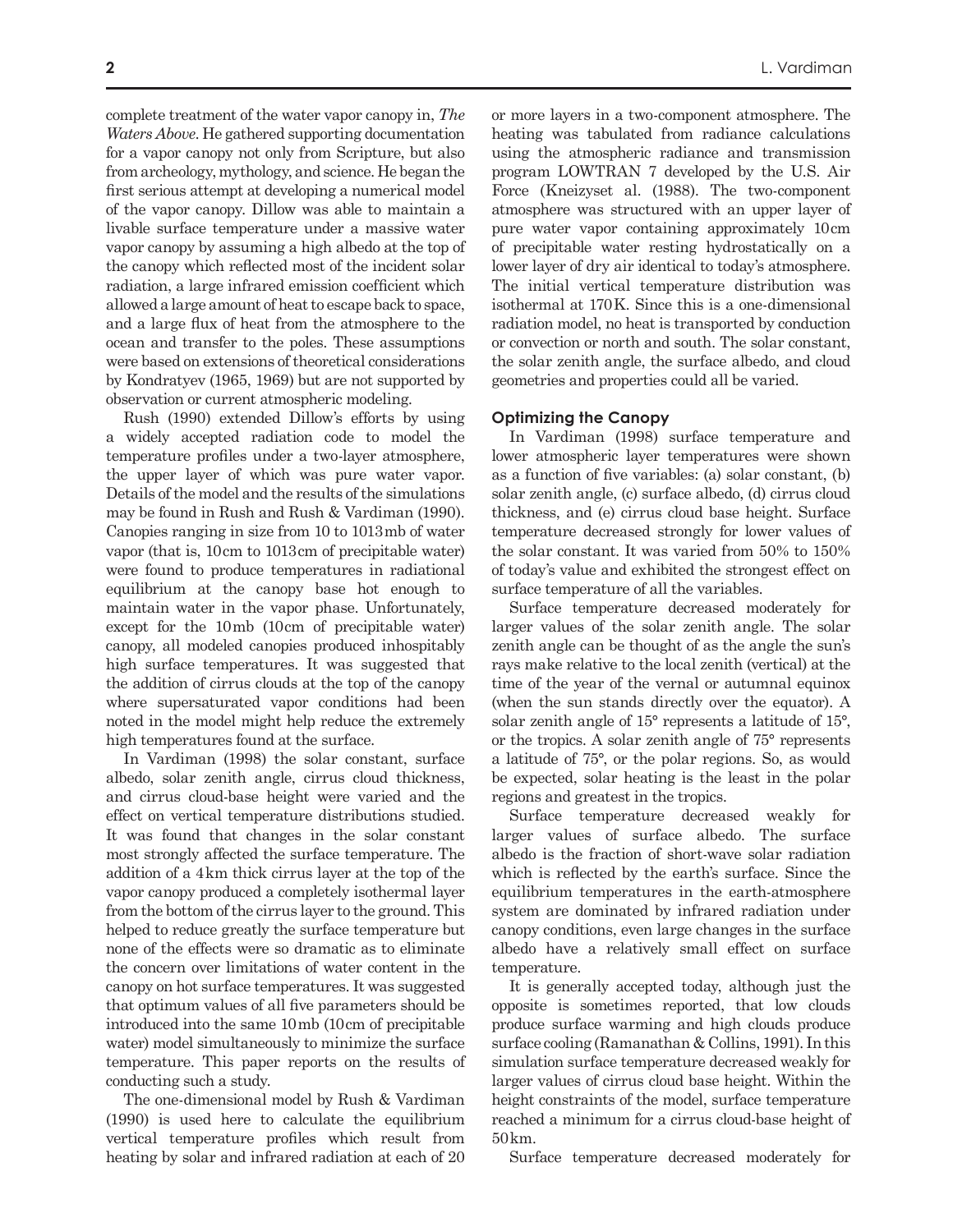complete treatment of the water vapor canopy in, *The Waters Above*. He gathered supporting documentation for a vapor canopy not only from Scripture, but also from archeology, mythology, and science. He began the first serious attempt at developing a numerical model of the vapor canopy. Dillow was able to maintain a livable surface temperature under a massive water vapor canopy by assuming a high albedo at the top of the canopy which reflected most of the incident solar radiation, a large infrared emission coefficient which allowed a large amount of heat to escape back to space, and a large flux of heat from the atmosphere to the ocean and transfer to the poles. These assumptions were based on extensions of theoretical considerations by Kondratyev (1965, 1969) but are not supported by observation or current atmospheric modeling.

Rush (1990) extended Dillow's efforts by using a widely accepted radiation code to model the temperature profiles under a two-layer atmosphere, the upper layer of which was pure water vapor. Details of the model and the results of the simulations may be found in Rush and Rush & Vardiman (1990). Canopies ranging in size from 10 to 1013 mb of water vapor (that is, 10 cm to 1013 cm of precipitable water) were found to produce temperatures in radiational equilibrium at the canopy base hot enough to maintain water in the vapor phase. Unfortunately, except for the 10 mb (10 cm of precipitable water) canopy, all modeled canopies produced inhospitably high surface temperatures. It was suggested that the addition of cirrus clouds at the top of the canopy where supersaturated vapor conditions had been noted in the model might help reduce the extremely high temperatures found at the surface.

In Vardiman (1998) the solar constant, surface albedo, solar zenith angle, cirrus cloud thickness, and cirrus cloud-base height were varied and the effect on vertical temperature distributions studied. It was found that changes in the solar constant most strongly affected the surface temperature. The addition of a 4 km thick cirrus layer at the top of the vapor canopy produced a completely isothermal layer from the bottom of the cirrus layer to the ground. This helped to reduce greatly the surface temperature but none of the effects were so dramatic as to eliminate the concern over limitations of water content in the canopy on hot surface temperatures. It was suggested that optimum values of all five parameters should be introduced into the same 10 mb (10 cm of precipitable water) model simultaneously to minimize the surface temperature. This paper reports on the results of conducting such a study.

The one-dimensional model by Rush & Vardiman (1990) is used here to calculate the equilibrium vertical temperature profiles which result from heating by solar and infrared radiation at each of 20 or more layers in a two-component atmosphere. The heating was tabulated from radiance calculations using the atmospheric radiance and transmission program LOWTRAN 7 developed by the U.S. Air Force (Kneizyset al. (1988). The two-component atmosphere was structured with an upper layer of pure water vapor containing approximately 10 cm of precipitable water resting hydrostatically on a lower layer of dry air identical to today's atmosphere. The initial vertical temperature distribution was isothermal at 170 K. Since this is a one-dimensional radiation model, no heat is transported by conduction or convection or north and south. The solar constant, the solar zenith angle, the surface albedo, and cloud geometries and properties could all be varied.

## Optimizing the Canopy

In Vardiman (1998) surface temperature and lower atmospheric layer temperatures were shown as a function of five variables: (a) solar constant, (b) solar zenith angle, (c) surface albedo, (d) cirrus cloud thickness, and (e) cirrus cloud base height. Surface temperature decreased strongly for lower values of the solar constant. It was varied from 50% to 150% of today's value and exhibited the strongest effect on surface temperature of all the variables.

Surface temperature decreased moderately for larger values of the solar zenith angle. The solar zenith angle can be thought of as the angle the sun's rays make relative to the local zenith (vertical) at the time of the year of the vernal or autumnal equinox (when the sun stands directly over the equator). A solar zenith angle of 15° represents a latitude of 15°, or the tropics. A solar zenith angle of 75° represents a latitude of 75°, or the polar regions. So, as would be expected, solar heating is the least in the polar regions and greatest in the tropics.

Surface temperature decreased weakly for larger values of surface albedo. The surface albedo is the fraction of short-wave solar radiation which is reflected by the earth's surface. Since the equilibrium temperatures in the earth-atmosphere system are dominated by infrared radiation under canopy conditions, even large changes in the surface albedo have a relatively small effect on surface temperature.

It is generally accepted today, although just the opposite is sometimes reported, that low clouds produce surface warming and high clouds produce surface cooling (Ramanathan & Collins, 1991). In this simulation surface temperature decreased weakly for larger values of cirrus cloud base height. Within the height constraints of the model, surface temperature reached a minimum for a cirrus cloud-base height of 50 km.

Surface temperature decreased moderately for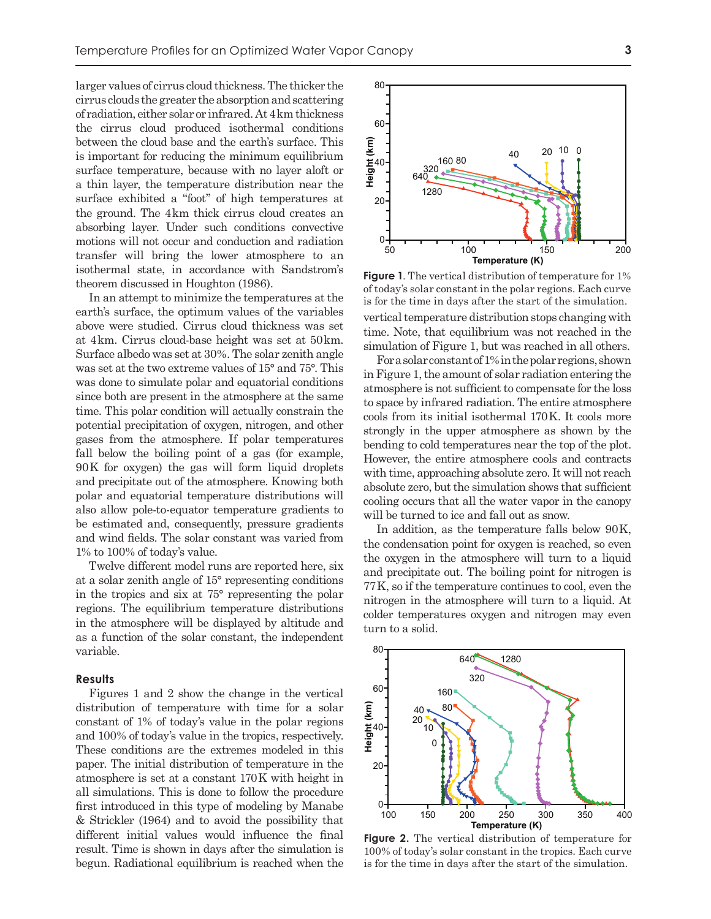larger values of cirrus cloud thickness. The thicker the cirrus clouds the greater the absorption and scattering of radiation, either solar or infrared. At 4 km thickness the cirrus cloud produced isothermal conditions between the cloud base and the earth's surface. This is important for reducing the minimum equilibrium surface temperature, because with no layer aloft or a thin layer, the temperature distribution near the surface exhibited a "foot" of high temperatures at the ground. The 4 km thick cirrus cloud creates an absorbing layer. Under such conditions convective motions will not occur and conduction and radiation transfer will bring the lower atmosphere to an isothermal state, in accordance with Sandstrom's theorem discussed in Houghton (1986).

In an attempt to minimize the temperatures at the earth's surface, the optimum values of the variables above were studied. Cirrus cloud thickness was set at 4 km. Cirrus cloud-base height was set at 50 km. Surface albedo was set at 30%. The solar zenith angle was set at the two extreme values of 15° and 75°. This was done to simulate polar and equatorial conditions since both are present in the atmosphere at the same time. This polar condition will actually constrain the potential precipitation of oxygen, nitrogen, and other gases from the atmosphere. If polar temperatures fall below the boiling point of a gas (for example, 90 K for oxygen) the gas will form liquid droplets and precipitate out of the atmosphere. Knowing both polar and equatorial temperature distributions will also allow pole-to-equator temperature gradients to be estimated and, consequently, pressure gradients and wind fields. The solar constant was varied from 1% to 100% of today's value.

Twelve different model runs are reported here, six at a solar zenith angle of 15° representing conditions in the tropics and six at 75° representing the polar regions. The equilibrium temperature distributions in the atmosphere will be displayed by altitude and as a function of the solar constant, the independent variable.

## Results

Figures 1 and 2 show the change in the vertical distribution of temperature with time for a solar constant of 1% of today's value in the polar regions and 100% of today's value in the tropics, respectively. These conditions are the extremes modeled in this paper. The initial distribution of temperature in the atmosphere is set at a constant 170 K with height in all simulations. This is done to follow the procedure first introduced in this type of modeling by Manabe & Strickler (1964) and to avoid the possibility that different initial values would influence the final result. Time is shown in days after the simulation is begun. Radiational equilibrium is reached when the vertical temperature distribution stops changing with time. Note, that equilibrium was not reached in the simulation of Figure 1, but was reached in all others.

**Figure 1**. The vertical distribution of temperature for 1% of today's solar constant in the polar regions. Each curve is for the time in days after the start of the simulation.

For a solar constant of 1% in the polar regions, shown in Figure 1, the amount of solar radiation entering the atmosphere is not sufficient to compensate for the loss to space by infrared radiation. The entire atmosphere cools from its initial isothermal 170 K. It cools more strongly in the upper atmosphere as shown by the bending to cold temperatures near the top of the plot. However, the entire atmosphere cools and contracts with time, approaching absolute zero. It will not reach absolute zero, but the simulation shows that sufficient cooling occurs that all the water vapor in the canopy will be turned to ice and fall out as snow.

In addition, as the temperature falls below 90 K, the condensation point for oxygen is reached, so even the oxygen in the atmosphere will turn to a liquid and precipitate out. The boiling point for nitrogen is 77 K, so if the temperature continues to cool, even the nitrogen in the atmosphere will turn to a liquid. At colder temperatures oxygen and nitrogen may even turn to a solid.

**Figure 2.** The vertical distribution of temperature for 100% of today's solar constant in the tropics. Each curve is for the time in days after the start of the simulation.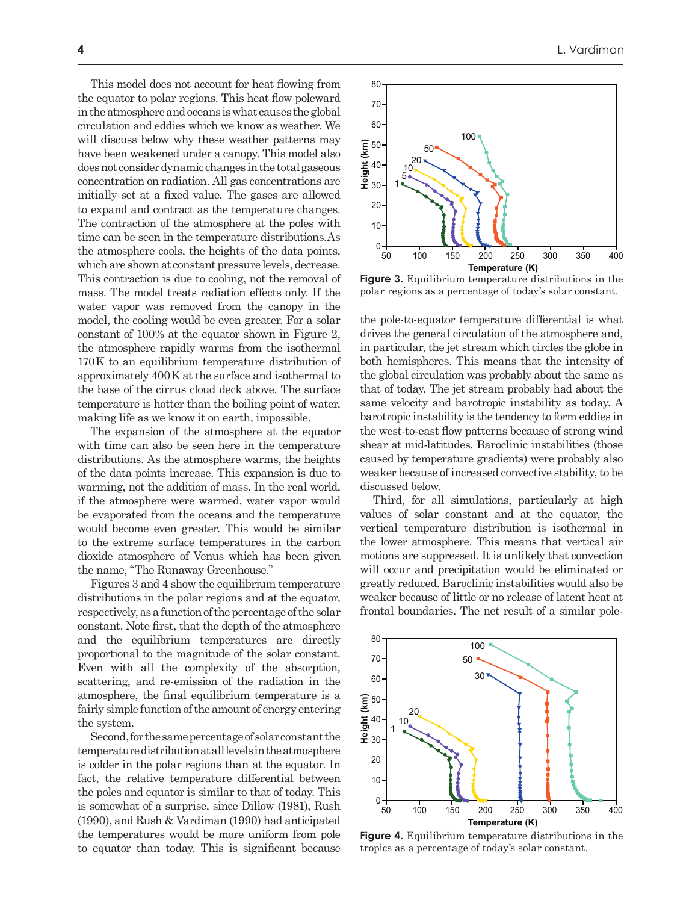This model does not account for heat flowing from the equator to polar regions. This heat flow poleward in the atmosphere and oceans is what causes the global circulation and eddies which we know as weather. We will discuss below why these weather patterns may have been weakened under a canopy. This model also does not consider dynamic changes in the total gaseous concentration on radiation. All gas concentrations are initially set at a fixed value. The gases are allowed to expand and contract as the temperature changes. The contraction of the atmosphere at the poles with time can be seen in the temperature distributions.As the atmosphere cools, the heights of the data points, which are shown at constant pressure levels, decrease. This contraction is due to cooling, not the removal of mass. The model treats radiation effects only. If the water vapor was removed from the canopy in the model, the cooling would be even greater. For a solar constant of 100% at the equator shown in Figure 2, the atmosphere rapidly warms from the isothermal 170K to an equilibrium temperature distribution of approximately 400K at the surface and isothermal to the base of the cirrus cloud deck above. The surface temperature is hotter than the boiling point of water, making life as we know it on earth, impossible.

The expansion of the atmosphere at the equator with time can also be seen here in the temperature distributions. As the atmosphere warms, the heights of the data points increase. This expansion is due to warming, not the addition of mass. In the real world, if the atmosphere were warmed, water vapor would be evaporated from the oceans and the temperature would become even greater. This would be similar to the extreme surface temperatures in the carbon dioxide atmosphere of Venus which has been given the name, "The Runaway Greenhouse."

Figures 3 and 4 show the equilibrium temperature distributions in the polar regions and at the equator, respectively, as a function of the percentage of the solar constant. Note first, that the depth of the atmosphere and the equilibrium temperatures are directly proportional to the magnitude of the solar constant. Even with all the complexity of the absorption, scattering, and re-emission of the radiation in the atmosphere, the final equilibrium temperature is a fairly simple function of the amount of energy entering the system.

Second, for the same percentage of solar constant the temperature distribution at all levels in the atmosphere is colder in the polar regions than at the equator. In fact, the relative temperature differential between the poles and equator is similar to that of today. This is somewhat of a surprise, since Dillow (1981), Rush (1990), and Rush & Vardiman (1990) had anticipated the temperatures would be more uniform from pole to equator than today. This is significant because the pole-to-equator temperature differential is what drives the general circulation of the atmosphere and, in particular, the jet stream which circles the globe in both hemispheres. This means that the intensity of the global circulation was probably about the same as that of today. The jet stream probably had about the same velocity and barotropic instability as today. A barotropic instability is the tendency to form eddies in the west-to-east flow patterns because of strong wind shear at mid-latitudes. Baroclinic instabilities (those caused by temperature gradients) were probably also weaker because of increased convective stability, to be discussed below.

Third, for all simulations, particularly at high values of solar constant and at the equator, the vertical temperature distribution is isothermal in the lower atmosphere. This means that vertical air motions are suppressed. It is unlikely that convection will occur and precipitation would be eliminated or greatly reduced. Baroclinic instabilities would also be weaker because of little or no release of latent heat at frontal boundaries. The net result of a similar pole-

**Figure 3.** Equilibrium temperature distributions in the polar regions as a percentage of today's solar constant.

**Figure 4.** Equilibrium temperature distributions in the tropics as a percentage of today's solar constant.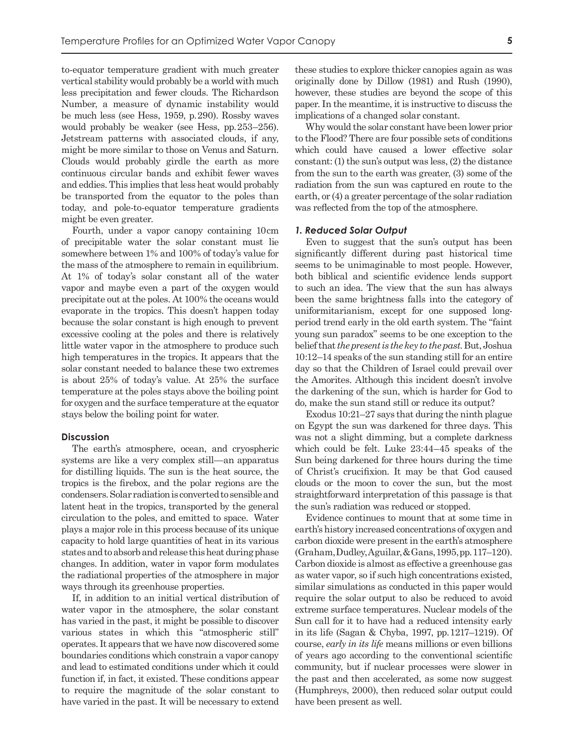to-equator temperature gradient with much greater vertical stability would probably be a world with much less precipitation and fewer clouds. The Richardson Number, a measure of dynamic instability would be much less (see Hess, 1959, p. 290). Rossby waves would probably be weaker (see Hess, pp. 253–256). Jetstream patterns with associated clouds, if any, might be more similar to those on Venus and Saturn. Clouds would probably girdle the earth as more continuous circular bands and exhibit fewer waves and eddies. This implies that less heat would probably be transported from the equator to the poles than today, and pole-to-equator temperature gradients might be even greater.

Fourth, under a vapor canopy containing 10 cm of precipitable water the solar constant must lie somewhere between 1% and 100% of today's value for the mass of the atmosphere to remain in equilibrium. At 1% of today's solar constant all of the water vapor and maybe even a part of the oxygen would precipitate out at the poles. At 100% the oceans would evaporate in the tropics. This doesn't happen today because the solar constant is high enough to prevent excessive cooling at the poles and there is relatively little water vapor in the atmosphere to produce such high temperatures in the tropics. It appears that the solar constant needed to balance these two extremes is about 25% of today's value. At 25% the surface temperature at the poles stays above the boiling point for oxygen and the surface temperature at the equator stays below the boiling point for water.

## Discussion

The earth's atmosphere, ocean, and cryospheric systems are like a very complex still—an apparatus for distilling liquids. The sun is the heat source, the tropics is the firebox, and the polar regions are the condensers. Solar radiation is converted to sensible and latent heat in the tropics, transported by the general circulation to the poles, and emitted to space. Water plays a major role in this process because of its unique capacity to hold large quantities of heat in its various states and to absorb and release this heat during phase changes. In addition, water in vapor form modulates the radiational properties of the atmosphere in major ways through its greenhouse properties.

If, in addition to an initial vertical distribution of water vapor in the atmosphere, the solar constant has varied in the past, it might be possible to discover various states in which this "atmospheric still" operates. It appears that we have now discovered some boundaries conditions which constrain a vapor canopy and lead to estimated conditions under which it could function if, in fact, it existed. These conditions appear to require the magnitude of the solar constant to have varied in the past. It will be necessary to extend these studies to explore thicker canopies again as was originally done by Dillow (1981) and Rush (1990), however, these studies are beyond the scope of this paper. In the meantime, it is instructive to discuss the implications of a changed solar constant.

Why would the solar constant have been lower prior to the Flood? There are four possible sets of conditions which could have caused a lower effective solar constant: (1) the sun's output was less, (2) the distance from the sun to the earth was greater, (3) some of the radiation from the sun was captured en route to the earth, or (4) a greater percentage of the solar radiation was reflected from the top of the atmosphere.

### *1. Reduced Solar Output*

Even to suggest that the sun's output has been significantly different during past historical time seems to be unimaginable to most people. However, both biblical and scientific evidence lends support to such an idea. The view that the sun has always been the same brightness falls into the category of uniformitarianism, except for one supposed long-period trend early in the old earth system. The "faint young sun paradox" seems to be one exception to the belief that *the present is the key to the past.* But, Joshua 10:12–14 speaks of the sun standing still for an entire day so that the Children of Israel could prevail over the Amorites. Although this incident doesn't involve the darkening of the sun, which is harder for God to do, make the sun stand still or reduce its output?

Exodus 10:21–27 says that during the ninth plague on Egypt the sun was darkened for three days. This was not a slight dimming, but a complete darkness which could be felt. Luke 23:44–45 speaks of the Sun being darkened for three hours during the time of Christ's crucifixion. It may be that God caused clouds or the moon to cover the sun, but the most straightforward interpretation of this passage is that the sun's radiation was reduced or stopped.

Evidence continues to mount that at some time in earth's history increased concentrations of oxygen and carbon dioxide were present in the earth's atmosphere (Graham, Dudley, Aguilar, & Gans, 1995, pp. 117–120). Carbon dioxide is almost as effective a greenhouse gas as water vapor, so if such high concentrations existed, similar simulations as conducted in this paper would require the solar output to also be reduced to avoid extreme surface temperatures. Nuclear models of the Sun call for it to have had a reduced intensity early in its life (Sagan & Chyba, 1997, pp. 1217–1219). Of course, *early in its life* means millions or even billions of years ago according to the conventional scientific community, but if nuclear processes were slower in the past and then accelerated, as some now suggest (Humphreys, 2000), then reduced solar output could have been present as well.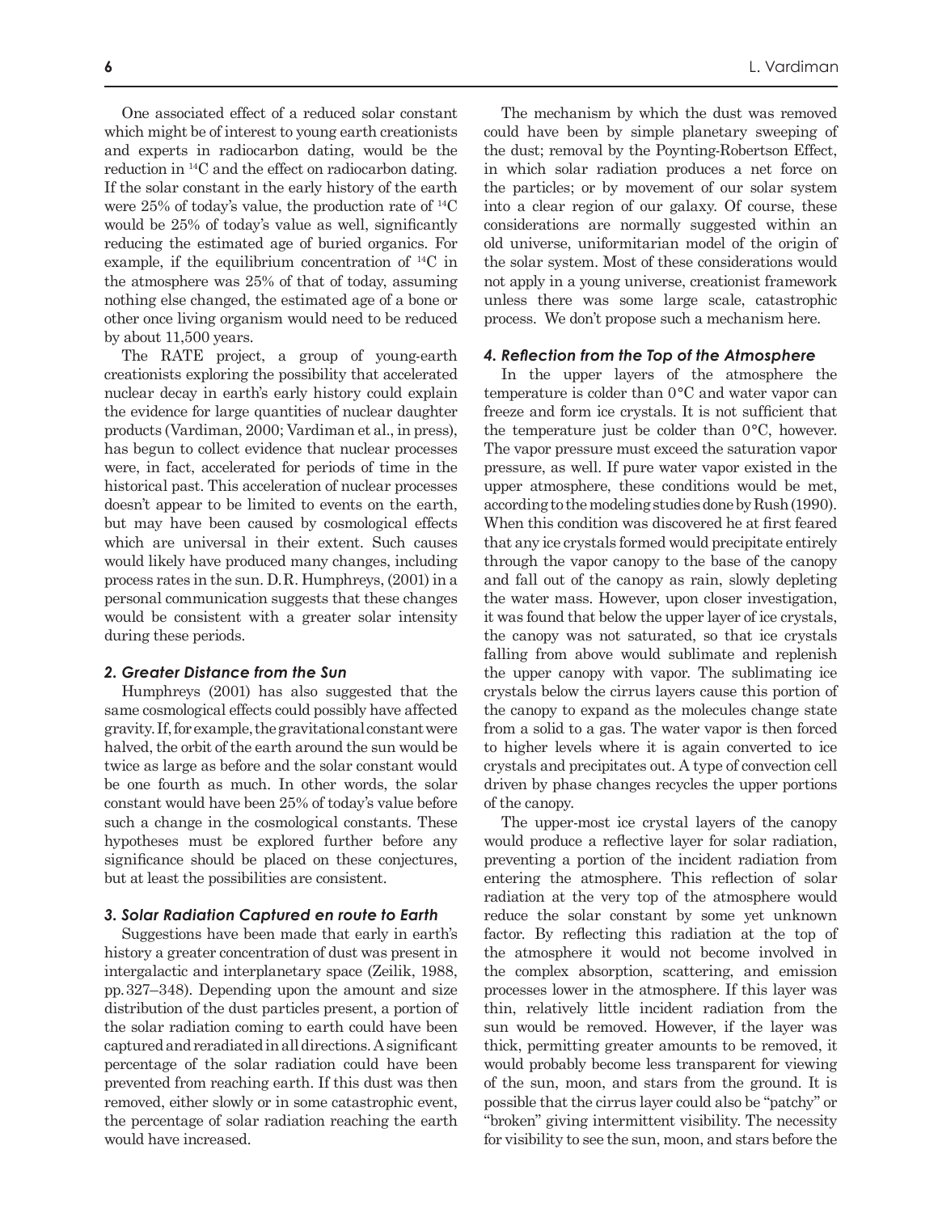One associated effect of a reduced solar constant which might be of interest to young earth creationists and experts in radiocarbon dating, would be the reduction in $^{14}C$ and the effect on radiocarbon dating. If the solar constant in the early history of the earth were 25% of today's value, the production rate of $^{14}C$ would be 25% of today's value as well, significantly reducing the estimated age of buried organics. For example, if the equilibrium concentration of $^{14}C$ in the atmosphere was 25% of that of today, assuming nothing else changed, the estimated age of a bone or other once living organism would need to be reduced by about 11,500 years.

The RATE project, a group of young-earth creationists exploring the possibility that accelerated nuclear decay in earth's early history could explain the evidence for large quantities of nuclear daughter products (Vardiman, 2000; Vardiman et al., in press), has begun to collect evidence that nuclear processes were, in fact, accelerated for periods of time in the historical past. This acceleration of nuclear processes doesn't appear to be limited to events on the earth, but may have been caused by cosmological effects which are universal in their extent. Such causes would likely have produced many changes, including process rates in the sun. D.R. Humphreys, (2001) in a personal communication suggests that these changes would be consistent with a greater solar intensity during these periods.

### *2. Greater Distance from the Sun*

Humphreys (2001) has also suggested that the same cosmological effects could possibly have affected gravity. If, for example, the gravitational constant were halved, the orbit of the earth around the sun would be twice as large as before and the solar constant would be one fourth as much. In other words, the solar constant would have been 25% of today's value before such a change in the cosmological constants. These hypotheses must be explored further before any significance should be placed on these conjectures, but at least the possibilities are consistent.

### *3. Solar Radiation Captured en route to Earth*

Suggestions have been made that early in earth's history a greater concentration of dust was present in intergalactic and interplanetary space (Zeilik, 1988, pp. 327–348). Depending upon the amount and size distribution of the dust particles present, a portion of the solar radiation coming to earth could have been captured and reradiated in all directions. A significant percentage of the solar radiation could have been prevented from reaching earth. If this dust was then removed, either slowly or in some catastrophic event, the percentage of solar radiation reaching the earth would have increased.

The mechanism by which the dust was removed could have been by simple planetary sweeping of the dust; removal by the Poynting-Robertson Effect, in which solar radiation produces a net force on the particles; or by movement of our solar system into a clear region of our galaxy. Of course, these considerations are normally suggested within an old universe, uniformitarian model of the origin of the solar system. Most of these considerations would not apply in a young universe, creationist framework unless there was some large scale, catastrophic process. We don't propose such a mechanism here.

### *4. Reflection from the Top of the Atmosphere*

In the upper layers of the atmosphere the temperature is colder than 0°C and water vapor can freeze and form ice crystals. It is not sufficient that the temperature just be colder than 0°C, however. The vapor pressure must exceed the saturation vapor pressure, as well. If pure water vapor existed in the upper atmosphere, these conditions would be met, according to the modeling studies done by Rush (1990). When this condition was discovered he at first feared that any ice crystals formed would precipitate entirely through the vapor canopy to the base of the canopy and fall out of the canopy as rain, slowly depleting the water mass. However, upon closer investigation, it was found that below the upper layer of ice crystals, the canopy was not saturated, so that ice crystals falling from above would sublimate and replenish the upper canopy with vapor. The sublimating ice crystals below the cirrus layers cause this portion of the canopy to expand as the molecules change state from a solid to a gas. The water vapor is then forced to higher levels where it is again converted to ice crystals and precipitates out. A type of convection cell driven by phase changes recycles the upper portions of the canopy.

The upper-most ice crystal layers of the canopy would produce a reflective layer for solar radiation, preventing a portion of the incident radiation from entering the atmosphere. This reflection of solar radiation at the very top of the atmosphere would reduce the solar constant by some yet unknown factor. By reflecting this radiation at the top of the atmosphere it would not become involved in the complex absorption, scattering, and emission processes lower in the atmosphere. If this layer was thin, relatively little incident radiation from the sun would be removed. However, if the layer was thick, permitting greater amounts to be removed, it would probably become less transparent for viewing of the sun, moon, and stars from the ground. It is possible that the cirrus layer could also be "patchy" or "broken" giving intermittent visibility. The necessity for visibility to see the sun, moon, and stars before the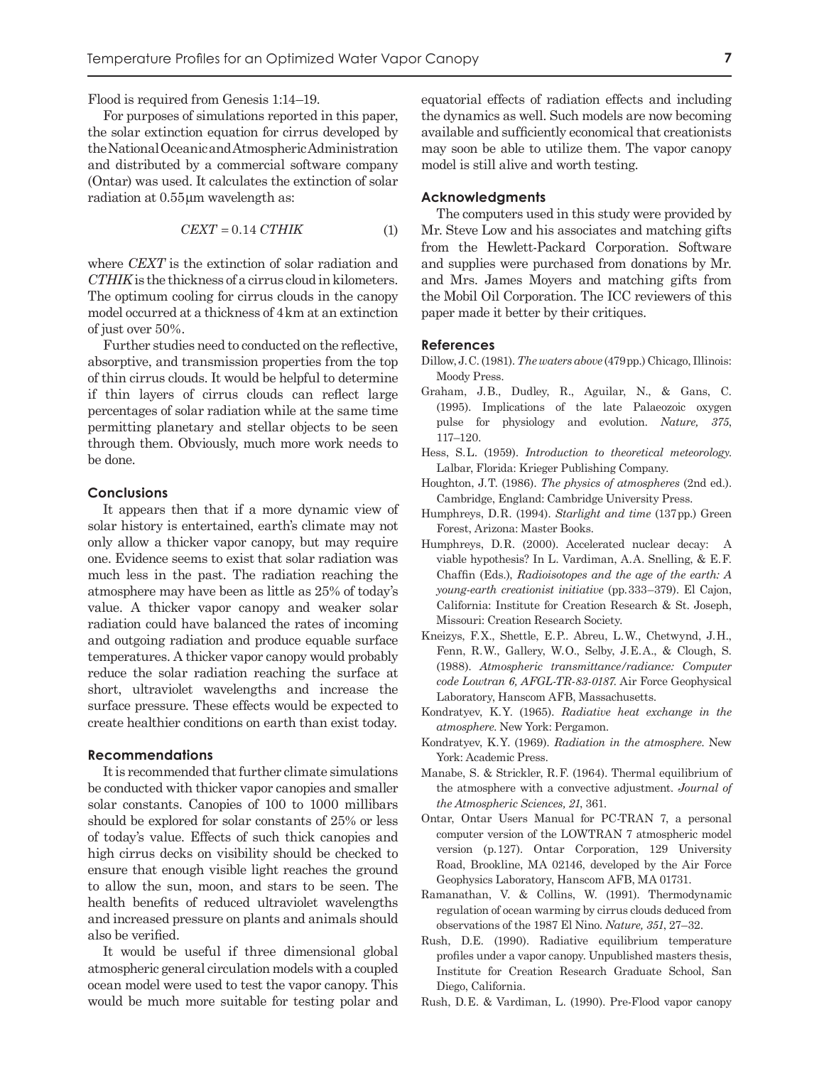Flood is required from Genesis 1:14–19.

For purposes of simulations reported in this paper, the solar extinction equation for cirrus developed by the National Oceanic and Atmospheric Administration and distributed by a commercial software company (Ontar) was used. It calculates the extinction of solar radiation at 0.55μm wavelength as:

$$CEXT = 0.14\ CTHIK \tag{1}$$

where *CEXT* is the extinction of solar radiation and *CTHIK* is the thickness of a cirrus cloud in kilometers. The optimum cooling for cirrus clouds in the canopy model occurred at a thickness of 4km at an extinction of just over 50%.

Further studies need to conducted on the reflective, absorptive, and transmission properties from the top of thin cirrus clouds. It would be helpful to determine if thin layers of cirrus clouds can reflect large percentages of solar radiation while at the same time permitting planetary and stellar objects to be seen through them. Obviously, much more work needs to be done.

## Conclusions

It appears then that if a more dynamic view of solar history is entertained, earth's climate may not only allow a thicker vapor canopy, but may require one. Evidence seems to exist that solar radiation was much less in the past. The radiation reaching the atmosphere may have been as little as 25% of today's value. A thicker vapor canopy and weaker solar radiation could have balanced the rates of incoming and outgoing radiation and produce equable surface temperatures. A thicker vapor canopy would probably reduce the solar radiation reaching the surface at short, ultraviolet wavelengths and increase the surface pressure. These effects would be expected to create healthier conditions on earth than exist today.

## Recommendations

It is recommended that further climate simulations be conducted with thicker vapor canopies and smaller solar constants. Canopies of 100 to 1000 millibars should be explored for solar constants of 25% or less of today's value. Effects of such thick canopies and high cirrus decks on visibility should be checked to ensure that enough visible light reaches the ground to allow the sun, moon, and stars to be seen. The health benefits of reduced ultraviolet wavelengths and increased pressure on plants and animals should also be verified.

It would be useful if three dimensional global atmospheric general circulation models with a coupled ocean model were used to test the vapor canopy. This would be much more suitable for testing polar and equatorial effects of radiation effects and including the dynamics as well. Such models are now becoming available and sufficiently economical that creationists may soon be able to utilize them. The vapor canopy model is still alive and worth testing.

## Acknowledgments

The computers used in this study were provided by Mr. Steve Low and his associates and matching gifts from the Hewlett-Packard Corporation. Software and supplies were purchased from donations by Mr. and Mrs. James Moyers and matching gifts from the Mobil Oil Corporation. The ICC reviewers of this paper made it better by their critiques.

## References

Dillow, J.C. (1981). *The waters above* (479pp.) Chicago, Illinois: Moody Press.

Graham, J.B., Dudley, R., Aguilar, N., & Gans, C. (1995). Implications of the late Palaeozoic oxygen pulse for physiology and evolution. *Nature, 375*, 117–120.

Hess, S.L. (1959). *Introduction to theoretical meteorology.* Lalbar, Florida: Krieger Publishing Company.

Houghton, J.T. (1986). *The physics of atmospheres* (2nd ed.). Cambridge, England: Cambridge University Press.

Humphreys, D.R. (1994). *Starlight and time* (137pp.) Green Forest, Arizona: Master Books.

Humphreys, D.R. (2000). Accelerated nuclear decay: A viable hypothesis? In L. Vardiman, A.A. Snelling, & E.F. Chaffin (Eds.), *Radioisotopes and the age of the earth: A young-earth creationist initiative* (pp.333–379). El Cajon, California: Institute for Creation Research & St. Joseph, Missouri: Creation Research Society.

Kneizys, F.X., Shettle, E.P.. Abreu, L.W., Chetwynd, J.H., Fenn, R.W., Gallery, W.O., Selby, J.E.A., & Clough, S. (1988). *Atmospheric transmittance/radiance: Computer code Lowtran 6, AFGL-TR-83-0187.* Air Force Geophysical Laboratory, Hanscom AFB, Massachusetts.

Kondratyev, K.Y. (1965). *Radiative heat exchange in the atmosphere.* New York: Pergamon.

Kondratyev, K.Y. (1969). *Radiation in the atmosphere.* New York: Academic Press.

Manabe, S. & Strickler, R.F. (1964). Thermal equilibrium of the atmosphere with a convective adjustment. *Journal of the Atmospheric Sciences, 21*, 361.

Ontar, Ontar Users Manual for PC-TRAN 7, a personal computer version of the LOWTRAN 7 atmospheric model version (p.127). Ontar Corporation, 129 University Road, Brookline, MA 02146, developed by the Air Force Geophysics Laboratory, Hanscom AFB, MA 01731.

Ramanathan, V. & Collins, W. (1991). Thermodynamic regulation of ocean warming by cirrus clouds deduced from observations of the 1987 El Nino. *Nature, 351*, 27–32.

Rush, D.E. (1990). Radiative equilibrium temperature profiles under a vapor canopy. Unpublished masters thesis, Institute for Creation Research Graduate School, San Diego, California.

Rush, D.E. & Vardiman, L. (1990). Pre-Flood vapor canopy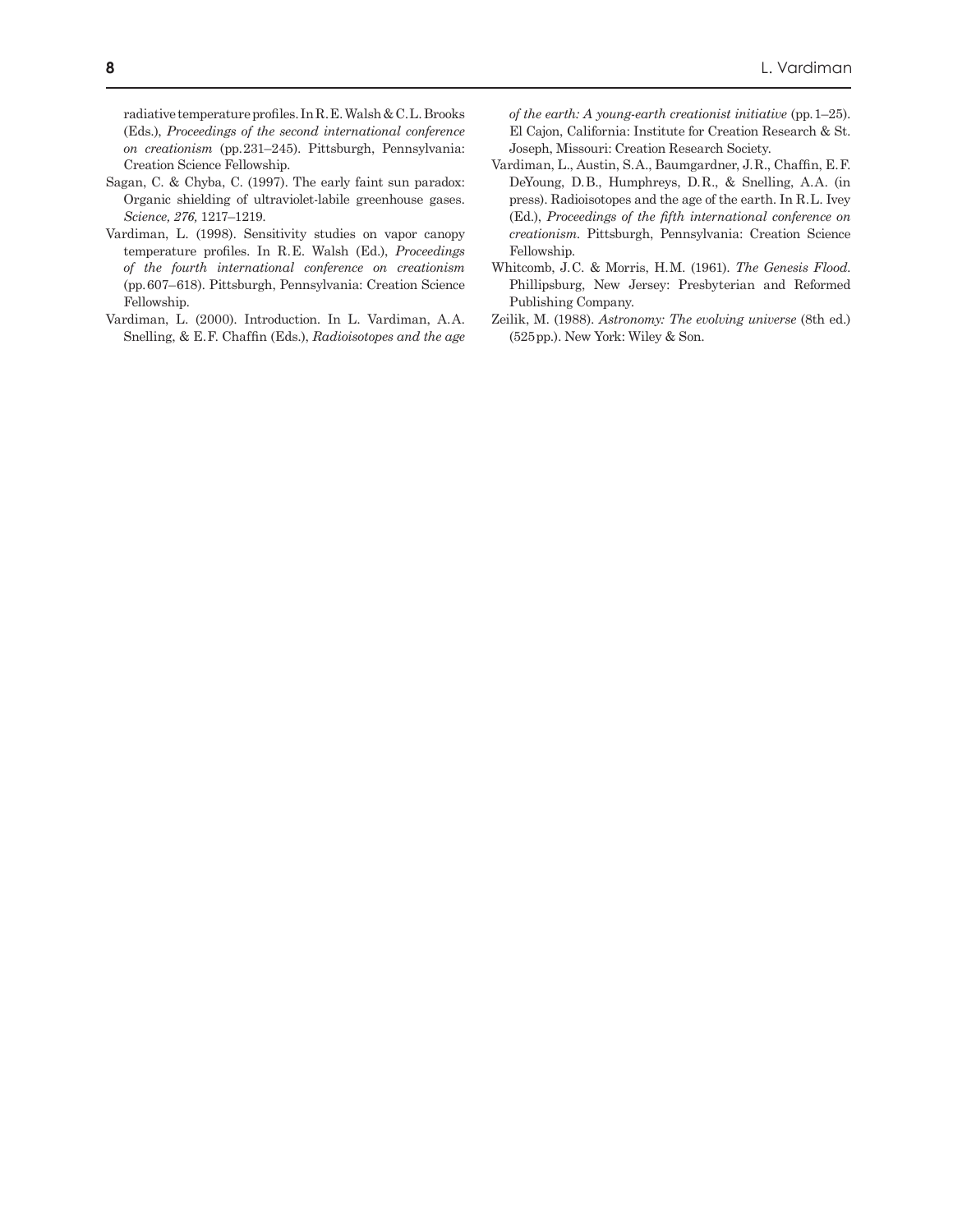radiative temperature profiles. In R. E. Walsh & C. L. Brooks (Eds.), *Proceedings of the second international conference on creationism* (pp. 231–245). Pittsburgh, Pennsylvania: Creation Science Fellowship.

Sagan, C. & Chyba, C. (1997). The early faint sun paradox: Organic shielding of ultraviolet-labile greenhouse gases. *Science, 276,* 1217–1219.

Vardiman, L. (1998). Sensitivity studies on vapor canopy temperature profiles. In R.E. Walsh (Ed.), *Proceedings of the fourth international conference on creationism* (pp. 607–618). Pittsburgh, Pennsylvania: Creation Science Fellowship.

Vardiman, L. (2000). Introduction. In L. Vardiman, A.A. Snelling, & E.F. Chaffin (Eds.), *Radioisotopes and the age of the earth: A young-earth creationist initiative* (pp. 1–25). El Cajon, California: Institute for Creation Research & St. Joseph, Missouri: Creation Research Society.

Vardiman, L., Austin, S.A., Baumgardner, J.R., Chaffin, E.F. DeYoung, D.B., Humphreys, D.R., & Snelling, A.A. (in press). Radioisotopes and the age of the earth. In R.L. Ivey (Ed.), *Proceedings of the fifth international conference on creationism.* Pittsburgh, Pennsylvania: Creation Science Fellowship.

Whitcomb, J.C. & Morris, H.M. (1961). *The Genesis Flood.* Phillipsburg, New Jersey: Presbyterian and Reformed Publishing Company.

Zeilik, M. (1988). *Astronomy: The evolving universe* (8th ed.) (525 pp.). New York: Wiley & Son.